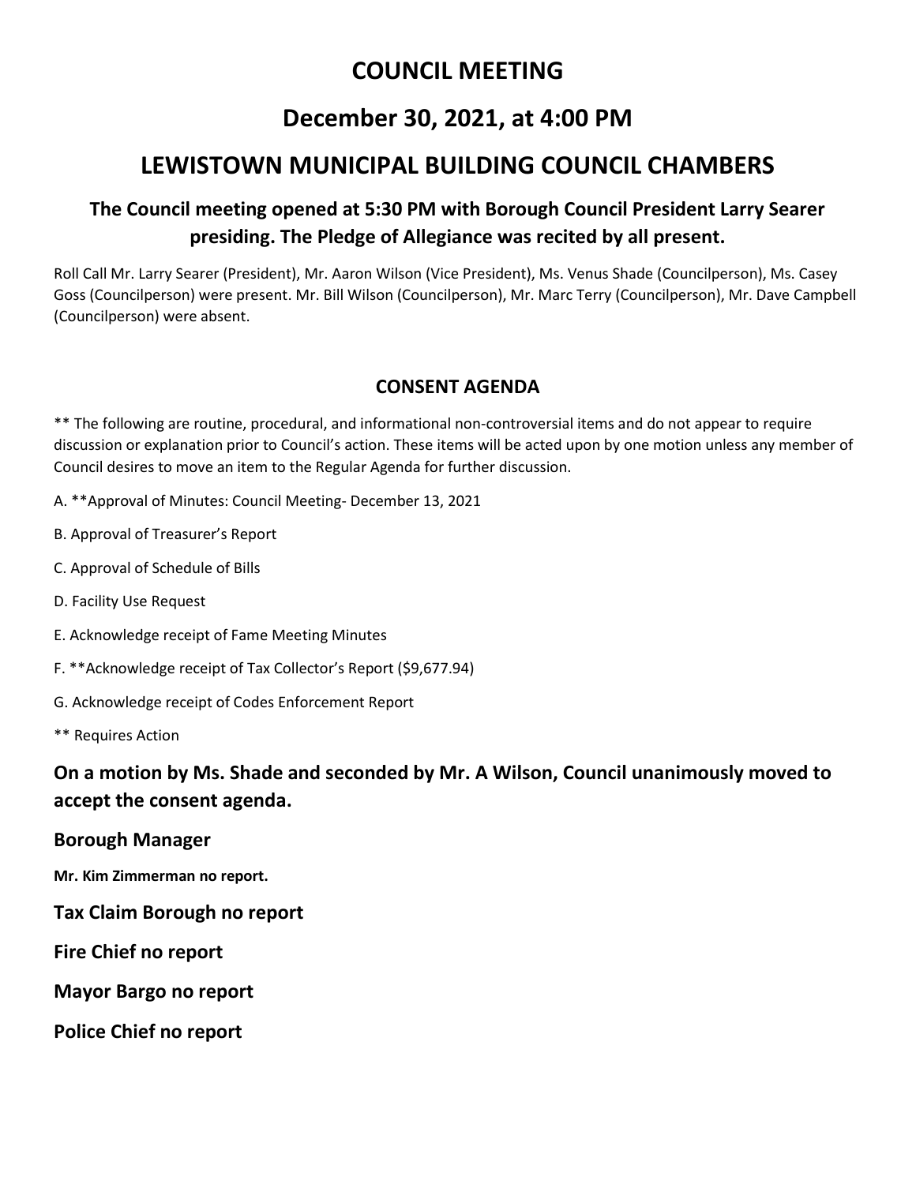# COUNCIL MEETING

# December 30, 2021, at 4:00 PM

# LEWISTOWN MUNICIPAL BUILDING COUNCIL CHAMBERS

### The Council meeting opened at 5:30 PM with Borough Council President Larry Searer presiding. The Pledge of Allegiance was recited by all present.

Roll Call Mr. Larry Searer (President), Mr. Aaron Wilson (Vice President), Ms. Venus Shade (Councilperson), Ms. Casey Goss (Councilperson) were present. Mr. Bill Wilson (Councilperson), Mr. Marc Terry (Councilperson), Mr. Dave Campbell (Councilperson) were absent.

### CONSENT AGENDA

** The following are routine, procedural, and informational non-controversial items and do not appear to require discussion or explanation prior to Council's action. These items will be acted upon by one motion unless any member of Council desires to move an item to the Regular Agenda for further discussion.

A. **Approval of Minutes: Council Meeting- December 13, 2021

B. Approval of Treasurer's Report

C. Approval of Schedule of Bills

D. Facility Use Request

E. Acknowledge receipt of Fame Meeting Minutes

F. **Acknowledge receipt of Tax Collector's Report ($9,677.94)

G. Acknowledge receipt of Codes Enforcement Report

** Requires Action

### On a motion by Ms. Shade and seconded by Mr. A Wilson, Council unanimously moved to accept the consent agenda.

### Borough Manager

**Mr. Kim Zimmerman no report.**

### Tax Claim Borough no report

### Fire Chief no report

### Mayor Bargo no report

### Police Chief no report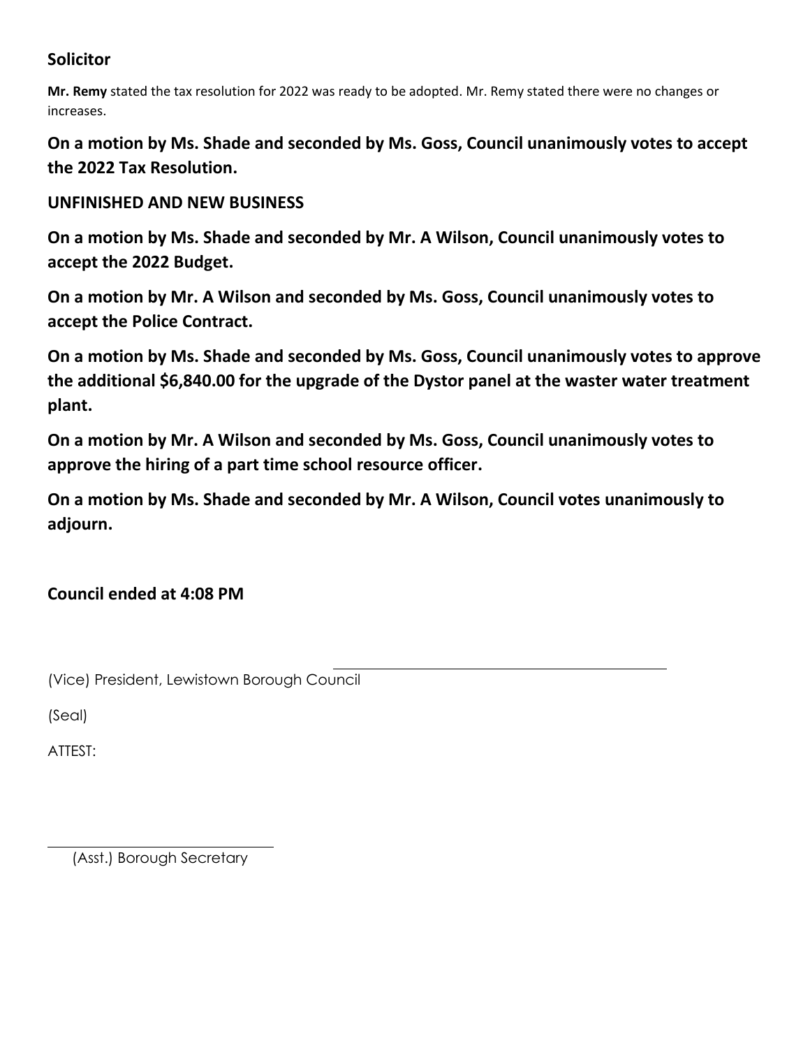## Solicitor

**Mr. Remy** stated the tax resolution for 2022 was ready to be adopted. Mr. Remy stated there were no changes or increases.

**On a motion by Ms. Shade and seconded by Ms. Goss, Council unanimously votes to accept the 2022 Tax Resolution.**

## UNFINISHED AND NEW BUSINESS

**On a motion by Ms. Shade and seconded by Mr. A Wilson, Council unanimously votes to accept the 2022 Budget.**

**On a motion by Mr. A Wilson and seconded by Ms. Goss, Council unanimously votes to accept the Police Contract.**

**On a motion by Ms. Shade and seconded by Ms. Goss, Council unanimously votes to approve the additional $6,840.00 for the upgrade of the Dystor panel at the waster water treatment plant.**

**On a motion by Mr. A Wilson and seconded by Ms. Goss, Council unanimously votes to approve the hiring of a part time school resource officer.**

**On a motion by Ms. Shade and seconded by Mr. A Wilson, Council votes unanimously to adjourn.**

**Council ended at 4:08 PM**

(Vice) President, Lewistown Borough Council \_\_\_\_\_\_\_\_\_\_\_\_\_\_\_\_\_\_\_\_\_\_\_\_\_\_\_\_\_\_\_\_

(Seal)

ATTEST:

\_\_\_\_\_\_\_\_\_\_\_\_\_\_\_\_\_\_\_\_\_\_\_\_\_\_\_\_\_\_\_\_

(Asst.) Borough Secretary